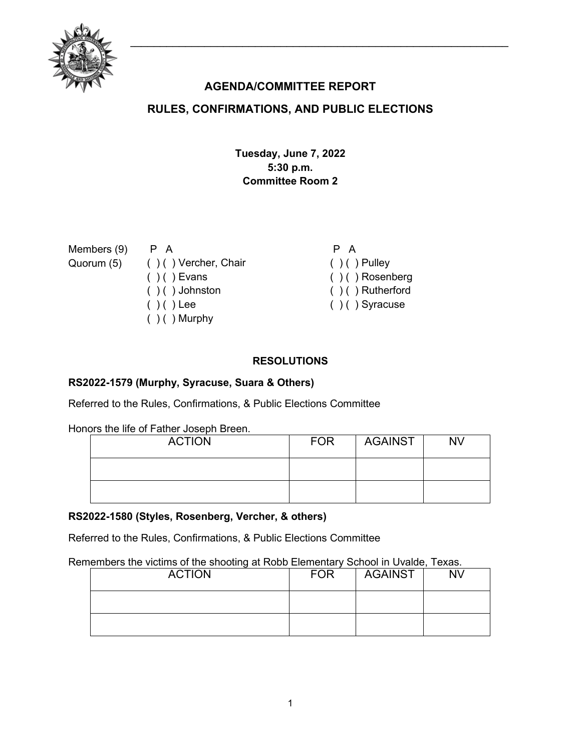# AGENDA/COMMITTEE REPORT

## RULES, CONFIRMATIONS, AND PUBLIC ELECTIONS

**Tuesday, June 7, 2022**
**5:30 p.m.**
**Committee Room 2**

Members (9)
Quorum (5)

| P | A | Member | P | A | Member |
|---|---|---|---|---|---|
| ( ) | ( ) | Vercher, Chair | ( ) | ( ) | Pulley |
| ( ) | ( ) | Evans | ( ) | ( ) | Rosenberg |
| ( ) | ( ) | Johnston | ( ) | ( ) | Rutherford |
| ( ) | ( ) | Lee | ( ) | ( ) | Syracuse |
| ( ) | ( ) | Murphy | | | |

### RESOLUTIONS

**RS2022-1579 (Murphy, Syracuse, Suara & Others)**

Referred to the Rules, Confirmations, & Public Elections Committee

Honors the life of Father Joseph Breen.

| ACTION | FOR | AGAINST | NV |
|---|---|---|---|
| | | | |
| | | | |

**RS2022-1580 (Styles, Rosenberg, Vercher, & others)**

Referred to the Rules, Confirmations, & Public Elections Committee

Remembers the victims of the shooting at Robb Elementary School in Uvalde, Texas.

| ACTION | FOR | AGAINST | NV |
|---|---|---|---|
| | | | |
| | | | |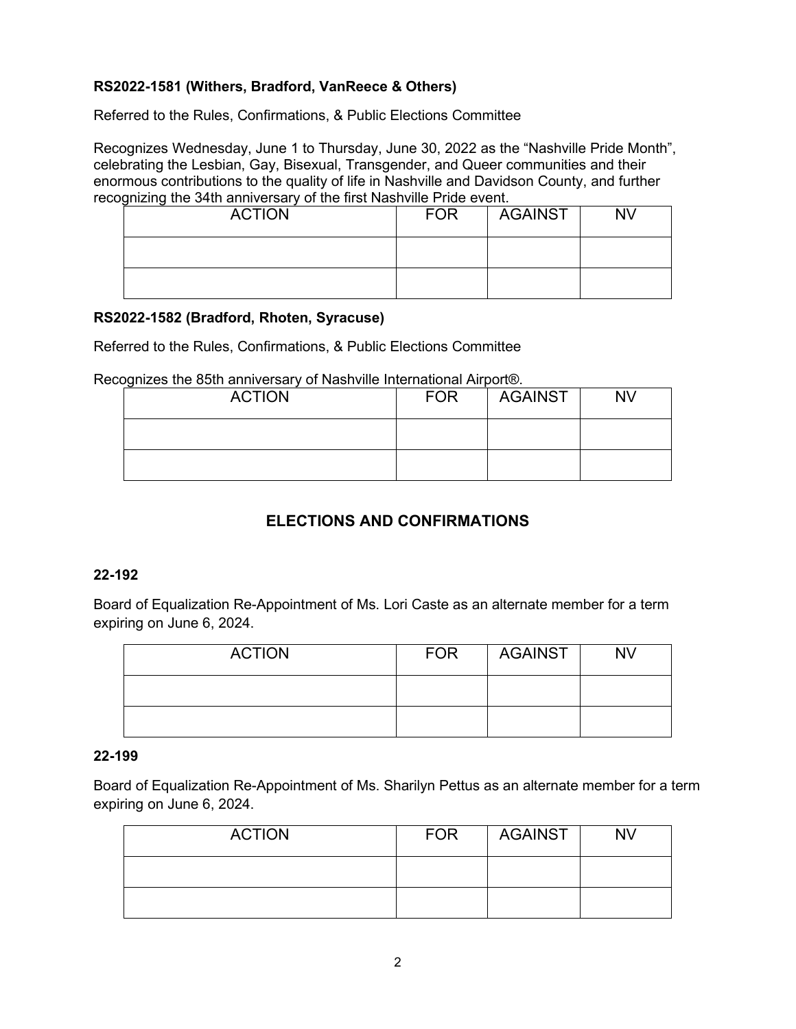**RS2022-1581 (Withers, Bradford, VanReece & Others)**

Referred to the Rules, Confirmations, & Public Elections Committee

Recognizes Wednesday, June 1 to Thursday, June 30, 2022 as the "Nashville Pride Month", celebrating the Lesbian, Gay, Bisexual, Transgender, and Queer communities and their enormous contributions to the quality of life in Nashville and Davidson County, and further recognizing the 34th anniversary of the first Nashville Pride event.

| ACTION | FOR | AGAINST | NV |
|---|---|---|---|
| | | | |
| | | | |

**RS2022-1582 (Bradford, Rhoten, Syracuse)**

Referred to the Rules, Confirmations, & Public Elections Committee

Recognizes the 85th anniversary of Nashville International Airport®.

| ACTION | FOR | AGAINST | NV |
|---|---|---|---|
| | | | |
| | | | |

## ELECTIONS AND CONFIRMATIONS

**22-192**

Board of Equalization Re-Appointment of Ms. Lori Caste as an alternate member for a term expiring on June 6, 2024.

| ACTION | FOR | AGAINST | NV |
|---|---|---|---|
| | | | |
| | | | |

**22-199**

Board of Equalization Re-Appointment of Ms. Sharilyn Pettus as an alternate member for a term expiring on June 6, 2024.

| ACTION | FOR | AGAINST | NV |
|---|---|---|---|
| | | | |
| | | | |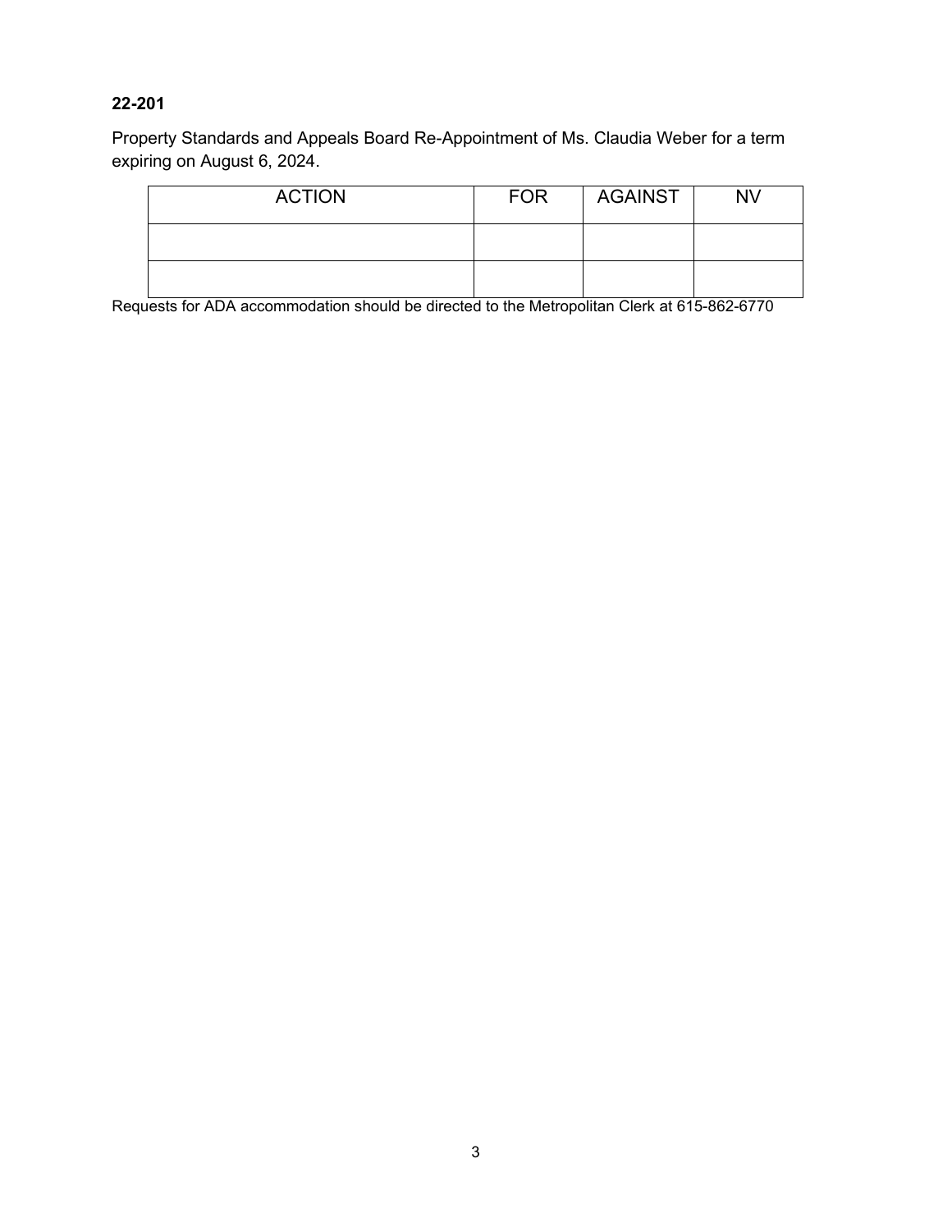**22-201**

Property Standards and Appeals Board Re-Appointment of Ms. Claudia Weber for a term expiring on August 6, 2024.

| ACTION | FOR | AGAINST | NV |
|---|---|---|---|
| | | | |
| | | | |

Requests for ADA accommodation should be directed to the Metropolitan Clerk at 615-862-6770